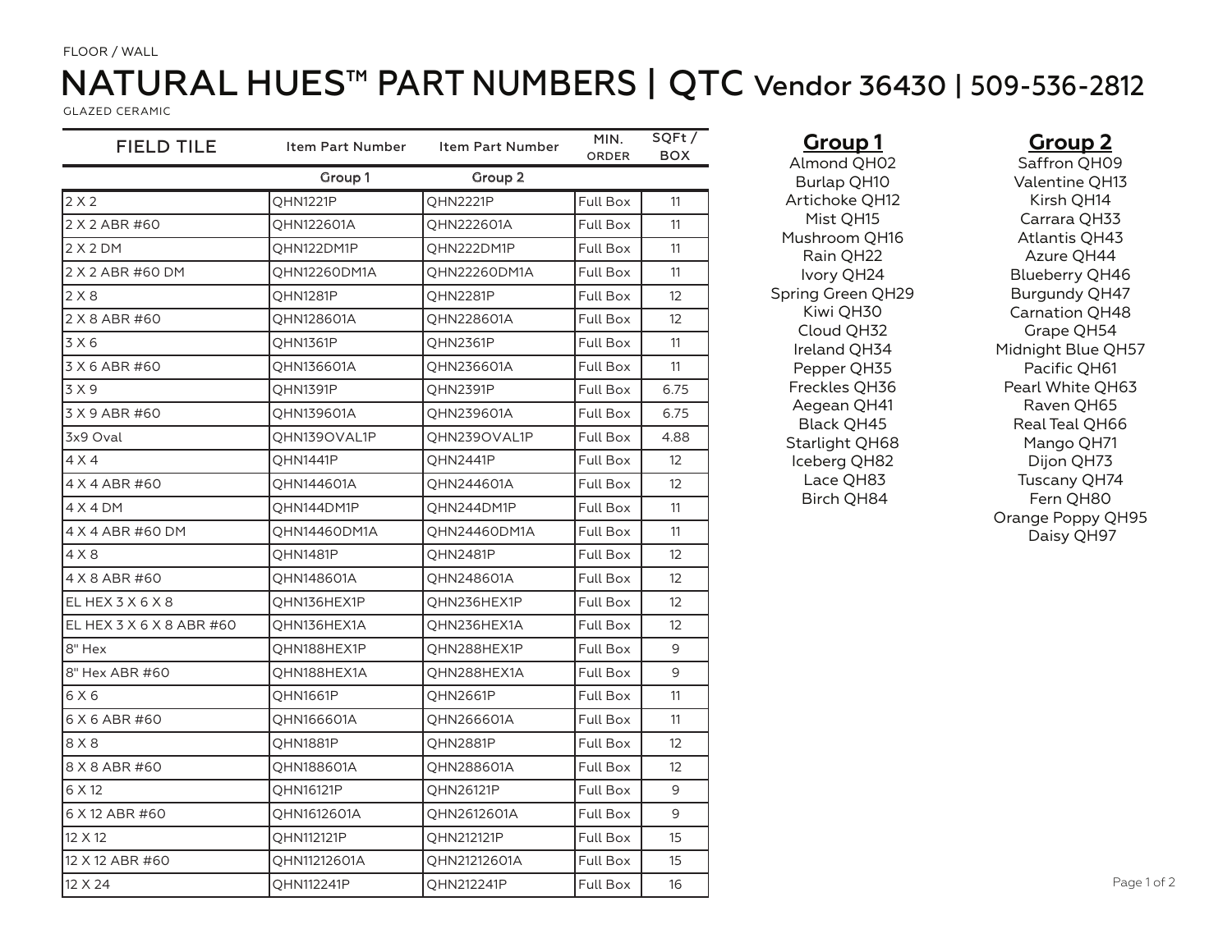FLOOR / WALL

# NATURAL HUES™ PART NUMBERS | QTC Vendor 36430 | 509-536-2812

GLAZED CERAMIC

| FIELD TILE | Item Part Number | Item Part Number | MIN. ORDER | SQFt / BOX |
|---|---|---|---|---|
| | Group 1 | Group 2 | | |
| 2 X 2 | QHN1221P | QHN2221P | Full Box | 11 |
| 2 X 2 ABR #60 | QHN122601A | QHN222601A | Full Box | 11 |
| 2 X 2 DM | QHN122DM1P | QHN222DM1P | Full Box | 11 |
| 2 X 2 ABR #60 DM | QHN12260DM1A | QHN22260DM1A | Full Box | 11 |
| 2 X 8 | QHN1281P | QHN2281P | Full Box | 12 |
| 2 X 8 ABR #60 | QHN128601A | QHN228601A | Full Box | 12 |
| 3 X 6 | QHN1361P | QHN2361P | Full Box | 11 |
| 3 X 6 ABR #60 | QHN136601A | QHN236601A | Full Box | 11 |
| 3 X 9 | QHN1391P | QHN2391P | Full Box | 6.75 |
| 3 X 9 ABR #60 | QHN139601A | QHN239601A | Full Box | 6.75 |
| 3x9 Oval | QHN139OVAL1P | QHN239OVAL1P | Full Box | 4.88 |
| 4 X 4 | QHN1441P | QHN2441P | Full Box | 12 |
| 4 X 4 ABR #60 | QHN144601A | QHN244601A | Full Box | 12 |
| 4 X 4 DM | QHN144DM1P | QHN244DM1P | Full Box | 11 |
| 4 X 4 ABR #60 DM | QHN14460DM1A | QHN24460DM1A | Full Box | 11 |
| 4 X 8 | QHN1481P | QHN2481P | Full Box | 12 |
| 4 X 8 ABR #60 | QHN148601A | QHN248601A | Full Box | 12 |
| EL HEX 3 X 6 X 8 | QHN136HEX1P | QHN236HEX1P | Full Box | 12 |
| EL HEX 3 X 6 X 8 ABR #60 | QHN136HEX1A | QHN236HEX1A | Full Box | 12 |
| 8" Hex | QHN188HEX1P | QHN288HEX1P | Full Box | 9 |
| 8" Hex ABR #60 | QHN188HEX1A | QHN288HEX1A | Full Box | 9 |
| 6 X 6 | QHN1661P | QHN2661P | Full Box | 11 |
| 6 X 6 ABR #60 | QHN166601A | QHN266601A | Full Box | 11 |
| 8 X 8 | QHN1881P | QHN2881P | Full Box | 12 |
| 8 X 8 ABR #60 | QHN188601A | QHN288601A | Full Box | 12 |
| 6 X 12 | QHN16121P | QHN26121P | Full Box | 9 |
| 6 X 12 ABR #60 | QHN1612601A | QHN2612601A | Full Box | 9 |
| 12 X 12 | QHN112121P | QHN212121P | Full Box | 15 |
| 12 X 12 ABR #60 | QHN11212601A | QHN21212601A | Full Box | 15 |
| 12 X 24 | QHN112241P | QHN212241P | Full Box | 16 |

**Group 1**

Almond QH02
Burlap QH10
Artichoke QH12
Mist QH15
Mushroom QH16
Rain QH22
Ivory QH24
Spring Green QH29
Kiwi QH30
Cloud QH32
Ireland QH34
Pepper QH35
Freckles QH36
Aegean QH41
Black QH45
Starlight QH68
Iceberg QH82
Lace QH83
Birch QH84

**Group 2**

Saffron QH09
Valentine QH13
Kirsh QH14
Carrara QH33
Atlantis QH43
Azure QH44
Blueberry QH46
Burgundy QH47
Carnation QH48
Grape QH54
Midnight Blue QH57
Pacific QH61
Pearl White QH63
Raven QH65
Real Teal QH66
Mango QH71
Dijon QH73
Tuscany QH74
Fern QH80
Orange Poppy QH95
Daisy QH97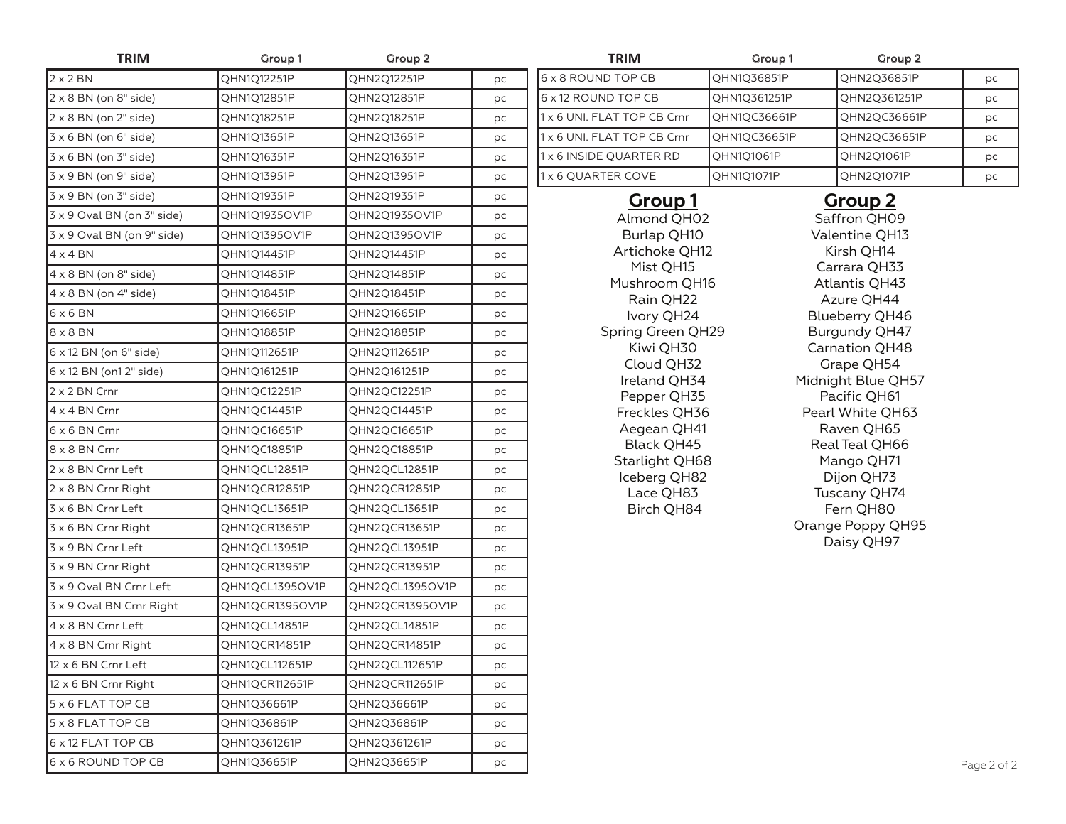| TRIM | Group 1 | Group 2 | |
|---|---|---|---|
| 2 x 2 BN | QHN1Q12251P | QHN2Q12251P | pc |
| 2 x 8 BN (on 8" side) | QHN1Q12851P | QHN2Q12851P | pc |
| 2 x 8 BN (on 2" side) | QHN1Q18251P | QHN2Q18251P | pc |
| 3 x 6 BN (on 6" side) | QHN1Q13651P | QHN2Q13651P | pc |
| 3 x 6 BN (on 3" side) | QHN1Q16351P | QHN2Q16351P | pc |
| 3 x 9 BN (on 9" side) | QHN1Q13951P | QHN2Q13951P | pc |
| 3 x 9 BN (on 3" side) | QHN1Q19351P | QHN2Q19351P | pc |
| 3 x 9 Oval BN (on 3" side) | QHN1Q1935OV1P | QHN2Q1935OV1P | pc |
| 3 x 9 Oval BN (on 9" side) | QHN1Q1395OV1P | QHN2Q1395OV1P | pc |
| 4 x 4 BN | QHN1Q14451P | QHN2Q14451P | pc |
| 4 x 8 BN (on 8" side) | QHN1Q14851P | QHN2Q14851P | pc |
| 4 x 8 BN (on 4" side) | QHN1Q18451P | QHN2Q18451P | pc |
| 6 x 6 BN | QHN1Q16651P | QHN2Q16651P | pc |
| 8 x 8 BN | QHN1Q18851P | QHN2Q18851P | pc |
| 6 x 12 BN (on 6" side) | QHN1Q112651P | QHN2Q112651P | pc |
| 6 x 12 BN (on1 2" side) | QHN1Q161251P | QHN2Q161251P | pc |
| 2 x 2 BN Crnr | QHN1QC12251P | QHN2QC12251P | pc |
| 4 x 4 BN Crnr | QHN1QC14451P | QHN2QC14451P | pc |
| 6 x 6 BN Crnr | QHN1QC16651P | QHN2QC16651P | pc |
| 8 x 8 BN Crnr | QHN1QC18851P | QHN2QC18851P | pc |
| 2 x 8 BN Crnr Left | QHN1QCL12851P | QHN2QCL12851P | pc |
| 2 x 8 BN Crnr Right | QHN1QCR12851P | QHN2QCR12851P | pc |
| 3 x 6 BN Crnr Left | QHN1QCL13651P | QHN2QCL13651P | pc |
| 3 x 6 BN Crnr Right | QHN1QCR13651P | QHN2QCR13651P | pc |
| 3 x 9 BN Crnr Left | QHN1QCL13951P | QHN2QCL13951P | pc |
| 3 x 9 BN Crnr Right | QHN1QCR13951P | QHN2QCR13951P | pc |
| 3 x 9 Oval BN Crnr Left | QHN1QCL1395OV1P | QHN2QCL1395OV1P | pc |
| 3 x 9 Oval BN Crnr Right | QHN1QCR1395OV1P | QHN2QCR1395OV1P | pc |
| 4 x 8 BN Crnr Left | QHN1QCL14851P | QHN2QCL14851P | pc |
| 4 x 8 BN Crnr Right | QHN1QCR14851P | QHN2QCR14851P | pc |
| 12 x 6 BN Crnr Left | QHN1QCL112651P | QHN2QCL112651P | pc |
| 12 x 6 BN Crnr Right | QHN1QCR112651P | QHN2QCR112651P | pc |
| 5 x 6 FLAT TOP CB | QHN1Q36661P | QHN2Q36661P | pc |
| 5 x 8 FLAT TOP CB | QHN1Q36861P | QHN2Q36861P | pc |
| 6 x 12 FLAT TOP CB | QHN1Q361261P | QHN2Q361261P | pc |
| 6 x 6 ROUND TOP CB | QHN1Q36651P | QHN2Q36651P | pc |

| TRIM | Group 1 | Group 2 | |
|---|---|---|---|
| 6 x 8 ROUND TOP CB | QHN1Q36851P | QHN2Q36851P | pc |
| 6 x 12 ROUND TOP CB | QHN1Q361251P | QHN2Q361251P | pc |
| 1 x 6 UNI. FLAT TOP CB Crnr | QHN1QC36661P | QHN2QC36661P | pc |
| 1 x 6 UNI. FLAT TOP CB Crnr | QHN1QC36651P | QHN2QC36651P | pc |
| 1 x 6 INSIDE QUARTER RD | QHN1Q1061P | QHN2Q1061P | pc |
| 1 x 6 QUARTER COVE | QHN1Q1071P | QHN2Q1071P | pc |

## Group 1

Almond QH02
Burlap QH10
Artichoke QH12
Mist QH15
Mushroom QH16
Rain QH22
Ivory QH24
Spring Green QH29
Kiwi QH30
Cloud QH32
Ireland QH34
Pepper QH35
Freckles QH36
Aegean QH41
Black QH45
Starlight QH68
Iceberg QH82
Lace QH83
Birch QH84

## Group 2

Saffron QH09
Valentine QH13
Kirsh QH14
Carrara QH33
Atlantis QH43
Azure QH44
Blueberry QH46
Burgundy QH47
Carnation QH48
Grape QH54
Midnight Blue QH57
Pacific QH61
Pearl White QH63
Raven QH65
Real Teal QH66
Mango QH71
Dijon QH73
Tuscany QH74
Fern QH80
Orange Poppy QH95
Daisy QH97